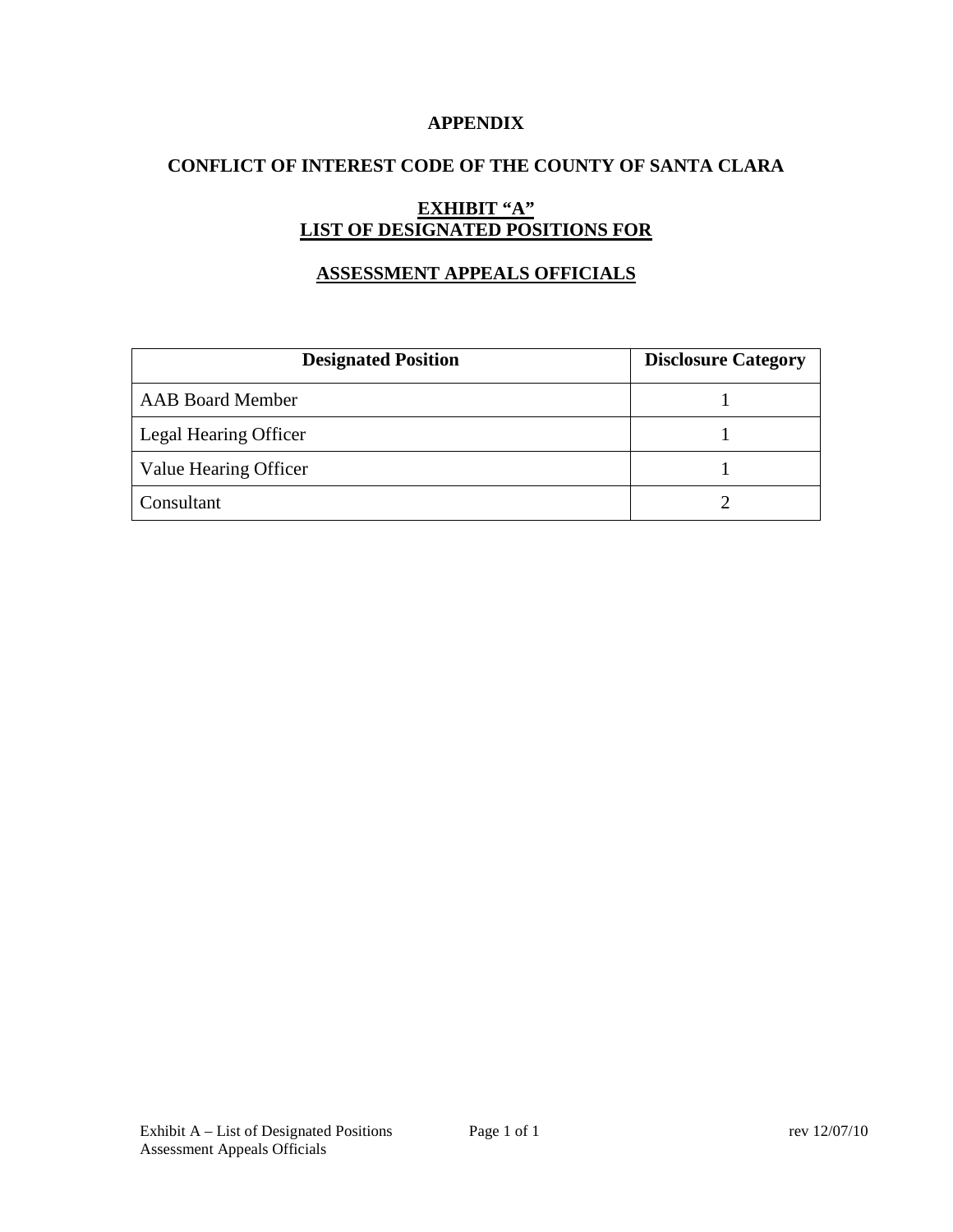**APPENDIX**

**CONFLICT OF INTEREST CODE OF THE COUNTY OF SANTA CLARA**

**EXHIBIT "A"**
**LIST OF DESIGNATED POSITIONS FOR**

**ASSESSMENT APPEALS OFFICIALS**

| Designated Position | Disclosure Category |
| --- | --- |
| AAB Board Member | 1 |
| Legal Hearing Officer | 1 |
| Value Hearing Officer | 1 |
| Consultant | 2 |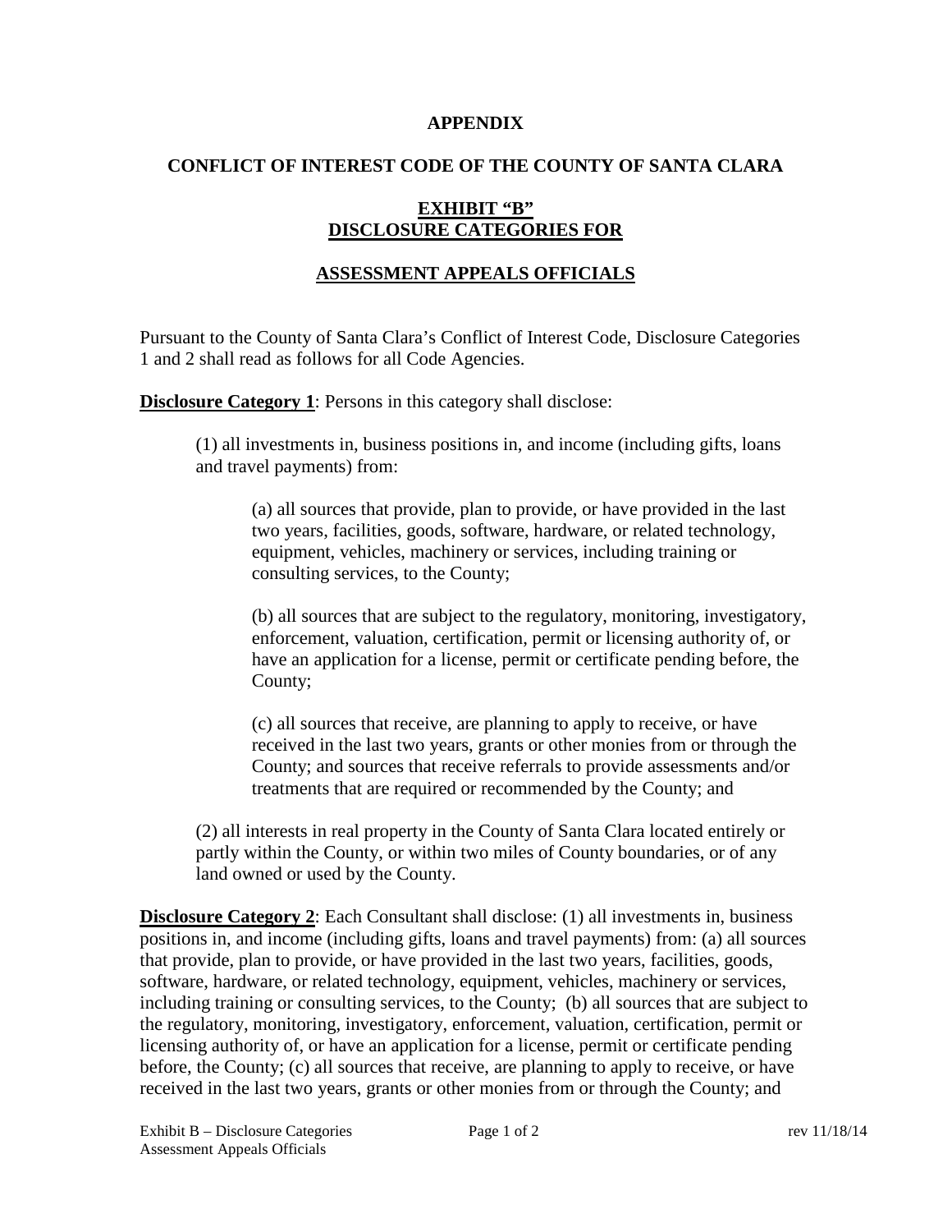**APPENDIX**

**CONFLICT OF INTEREST CODE OF THE COUNTY OF SANTA CLARA**

**EXHIBIT "B"**
**DISCLOSURE CATEGORIES FOR**

**ASSESSMENT APPEALS OFFICIALS**

Pursuant to the County of Santa Clara's Conflict of Interest Code, Disclosure Categories 1 and 2 shall read as follows for all Code Agencies.

**Disclosure Category 1**: Persons in this category shall disclose:

(1) all investments in, business positions in, and income (including gifts, loans and travel payments) from:

(a) all sources that provide, plan to provide, or have provided in the last two years, facilities, goods, software, hardware, or related technology, equipment, vehicles, machinery or services, including training or consulting services, to the County;

(b) all sources that are subject to the regulatory, monitoring, investigatory, enforcement, valuation, certification, permit or licensing authority of, or have an application for a license, permit or certificate pending before, the County;

(c) all sources that receive, are planning to apply to receive, or have received in the last two years, grants or other monies from or through the County; and sources that receive referrals to provide assessments and/or treatments that are required or recommended by the County; and

(2) all interests in real property in the County of Santa Clara located entirely or partly within the County, or within two miles of County boundaries, or of any land owned or used by the County.

**Disclosure Category 2**: Each Consultant shall disclose: (1) all investments in, business positions in, and income (including gifts, loans and travel payments) from: (a) all sources that provide, plan to provide, or have provided in the last two years, facilities, goods, software, hardware, or related technology, equipment, vehicles, machinery or services, including training or consulting services, to the County; (b) all sources that are subject to the regulatory, monitoring, investigatory, enforcement, valuation, certification, permit or licensing authority of, or have an application for a license, permit or certificate pending before, the County; (c) all sources that receive, are planning to apply to receive, or have received in the last two years, grants or other monies from or through the County; and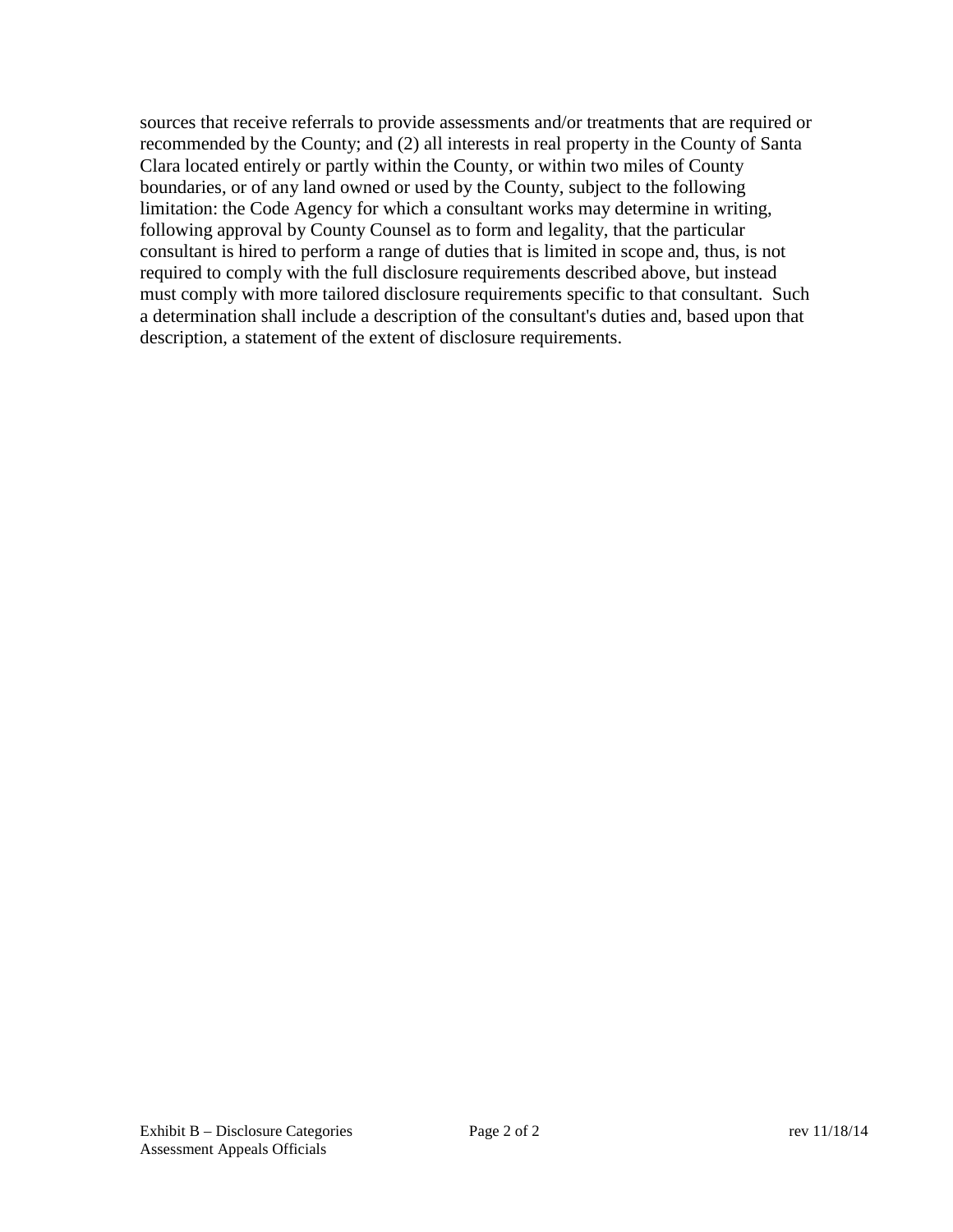sources that receive referrals to provide assessments and/or treatments that are required or recommended by the County; and (2) all interests in real property in the County of Santa Clara located entirely or partly within the County, or within two miles of County boundaries, or of any land owned or used by the County, subject to the following limitation: the Code Agency for which a consultant works may determine in writing, following approval by County Counsel as to form and legality, that the particular consultant is hired to perform a range of duties that is limited in scope and, thus, is not required to comply with the full disclosure requirements described above, but instead must comply with more tailored disclosure requirements specific to that consultant. Such a determination shall include a description of the consultant's duties and, based upon that description, a statement of the extent of disclosure requirements.